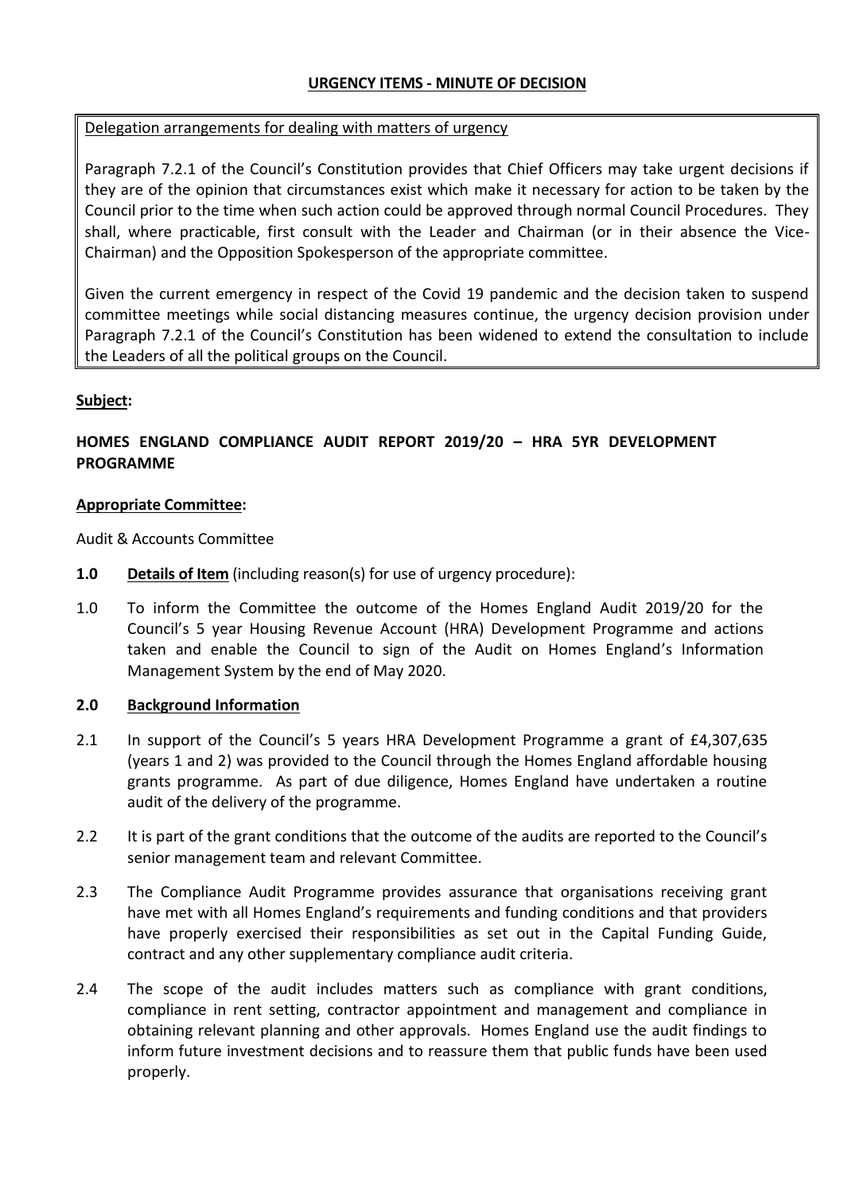**URGENCY ITEMS - MINUTE OF DECISION**

Delegation arrangements for dealing with matters of urgency

Paragraph 7.2.1 of the Council's Constitution provides that Chief Officers may take urgent decisions if they are of the opinion that circumstances exist which make it necessary for action to be taken by the Council prior to the time when such action could be approved through normal Council Procedures. They shall, where practicable, first consult with the Leader and Chairman (or in their absence the Vice-Chairman) and the Opposition Spokesperson of the appropriate committee.

Given the current emergency in respect of the Covid 19 pandemic and the decision taken to suspend committee meetings while social distancing measures continue, the urgency decision provision under Paragraph 7.2.1 of the Council's Constitution has been widened to extend the consultation to include the Leaders of all the political groups on the Council.

**Subject:**

**HOMES ENGLAND COMPLIANCE AUDIT REPORT 2019/20 – HRA 5YR DEVELOPMENT PROGRAMME**

**Appropriate Committee:**

Audit & Accounts Committee

**1.0** **Details of Item** (including reason(s) for use of urgency procedure):

1.0 To inform the Committee the outcome of the Homes England Audit 2019/20 for the Council's 5 year Housing Revenue Account (HRA) Development Programme and actions taken and enable the Council to sign of the Audit on Homes England's Information Management System by the end of May 2020.

**2.0** **Background Information**

2.1 In support of the Council's 5 years HRA Development Programme a grant of £4,307,635 (years 1 and 2) was provided to the Council through the Homes England affordable housing grants programme. As part of due diligence, Homes England have undertaken a routine audit of the delivery of the programme.

2.2 It is part of the grant conditions that the outcome of the audits are reported to the Council's senior management team and relevant Committee.

2.3 The Compliance Audit Programme provides assurance that organisations receiving grant have met with all Homes England's requirements and funding conditions and that providers have properly exercised their responsibilities as set out in the Capital Funding Guide, contract and any other supplementary compliance audit criteria.

2.4 The scope of the audit includes matters such as compliance with grant conditions, compliance in rent setting, contractor appointment and management and compliance in obtaining relevant planning and other approvals. Homes England use the audit findings to inform future investment decisions and to reassure them that public funds have been used properly.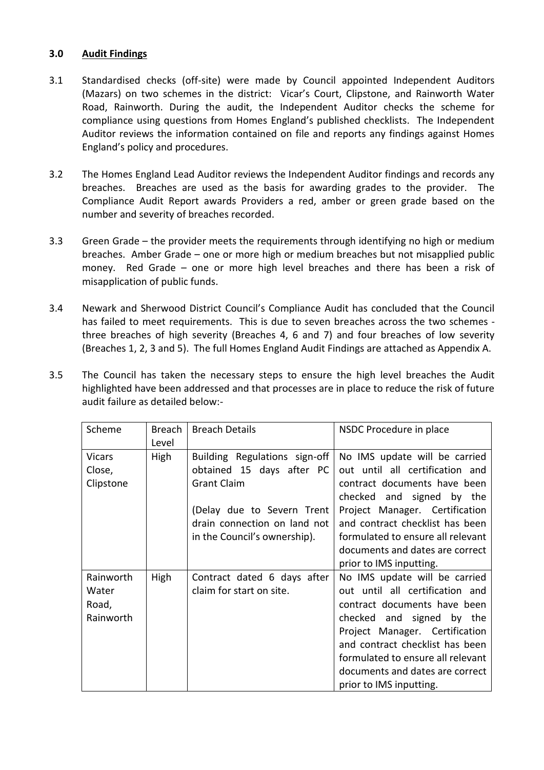## 3.0 Audit Findings

3.1 Standardised checks (off-site) were made by Council appointed Independent Auditors (Mazars) on two schemes in the district: Vicar's Court, Clipstone, and Rainworth Water Road, Rainworth. During the audit, the Independent Auditor checks the scheme for compliance using questions from Homes England's published checklists. The Independent Auditor reviews the information contained on file and reports any findings against Homes England's policy and procedures.

3.2 The Homes England Lead Auditor reviews the Independent Auditor findings and records any breaches. Breaches are used as the basis for awarding grades to the provider. The Compliance Audit Report awards Providers a red, amber or green grade based on the number and severity of breaches recorded.

3.3 Green Grade – the provider meets the requirements through identifying no high or medium breaches. Amber Grade – one or more high or medium breaches but not misapplied public money. Red Grade – one or more high level breaches and there has been a risk of misapplication of public funds.

3.4 Newark and Sherwood District Council's Compliance Audit has concluded that the Council has failed to meet requirements. This is due to seven breaches across the two schemes - three breaches of high severity (Breaches 4, 6 and 7) and four breaches of low severity (Breaches 1, 2, 3 and 5). The full Homes England Audit Findings are attached as Appendix A.

3.5 The Council has taken the necessary steps to ensure the high level breaches the Audit highlighted have been addressed and that processes are in place to reduce the risk of future audit failure as detailed below:-

| Scheme | Breach Level | Breach Details | NSDC Procedure in place |
|---|---|---|---|
| Vicars Close, Clipstone | High | Building Regulations sign-off obtained 15 days after PC Grant Claim<br><br>(Delay due to Severn Trent drain connection on land not in the Council's ownership). | No IMS update will be carried out until all certification and contract documents have been checked and signed by the Project Manager. Certification and contract checklist has been formulated to ensure all relevant documents and dates are correct prior to IMS inputting. |
| Rainworth Water Road, Rainworth | High | Contract dated 6 days after claim for start on site. | No IMS update will be carried out until all certification and contract documents have been checked and signed by the Project Manager. Certification and contract checklist has been formulated to ensure all relevant documents and dates are correct prior to IMS inputting. |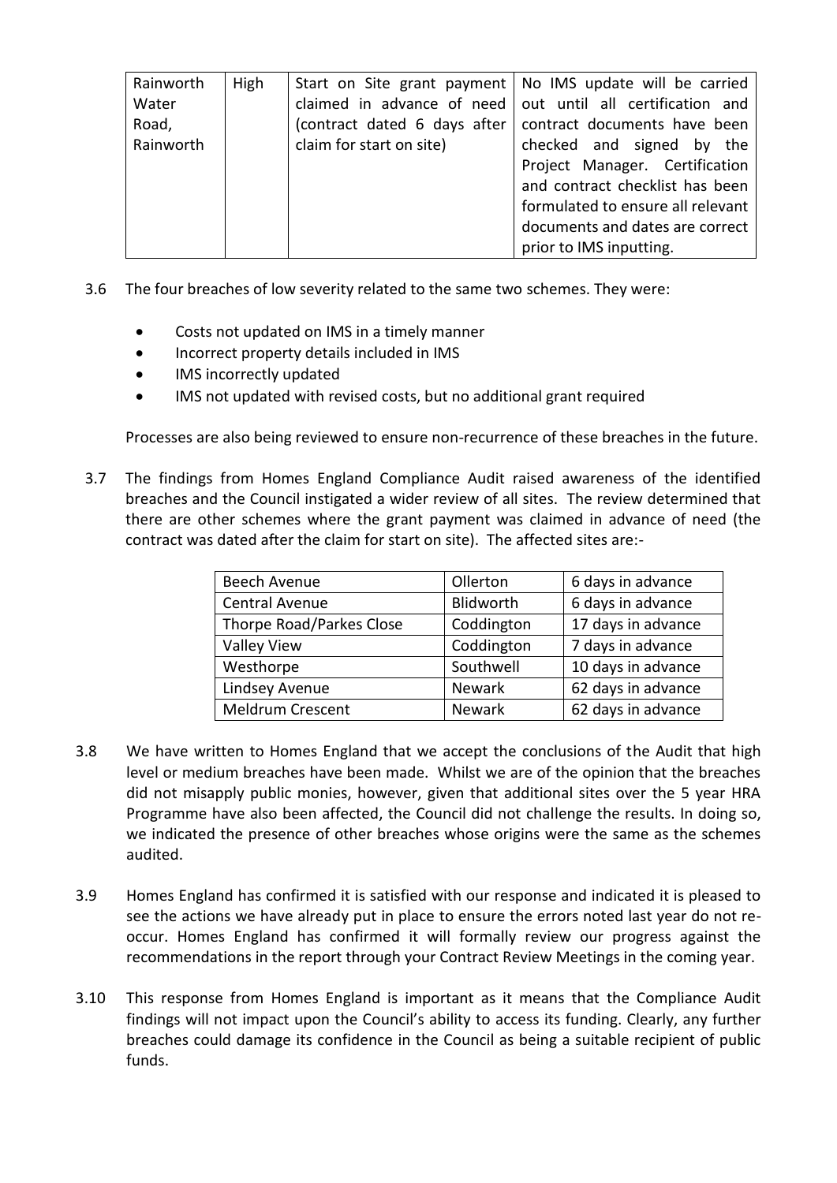| Rainworth Water Road, Rainworth | High | Start on Site grant payment claimed in advance of need (contract dated 6 days after claim for start on site) | No IMS update will be carried out until all certification and contract documents have been checked and signed by the Project Manager. Certification and contract checklist has been formulated to ensure all relevant documents and dates are correct prior to IMS inputting. |
|---|---|---|---|

3.6 The four breaches of low severity related to the same two schemes. They were:

- Costs not updated on IMS in a timely manner
- Incorrect property details included in IMS
- IMS incorrectly updated
- IMS not updated with revised costs, but no additional grant required

Processes are also being reviewed to ensure non-recurrence of these breaches in the future.

3.7 The findings from Homes England Compliance Audit raised awareness of the identified breaches and the Council instigated a wider review of all sites. The review determined that there are other schemes where the grant payment was claimed in advance of need (the contract was dated after the claim for start on site). The affected sites are:-

| Beech Avenue | Ollerton | 6 days in advance |
|---|---|---|
| Central Avenue | Blidworth | 6 days in advance |
| Thorpe Road/Parkes Close | Coddington | 17 days in advance |
| Valley View | Coddington | 7 days in advance |
| Westhorpe | Southwell | 10 days in advance |
| Lindsey Avenue | Newark | 62 days in advance |
| Meldrum Crescent | Newark | 62 days in advance |

3.8 We have written to Homes England that we accept the conclusions of the Audit that high level or medium breaches have been made. Whilst we are of the opinion that the breaches did not misapply public monies, however, given that additional sites over the 5 year HRA Programme have also been affected, the Council did not challenge the results. In doing so, we indicated the presence of other breaches whose origins were the same as the schemes audited.

3.9 Homes England has confirmed it is satisfied with our response and indicated it is pleased to see the actions we have already put in place to ensure the errors noted last year do not re-occur. Homes England has confirmed it will formally review our progress against the recommendations in the report through your Contract Review Meetings in the coming year.

3.10 This response from Homes England is important as it means that the Compliance Audit findings will not impact upon the Council's ability to access its funding. Clearly, any further breaches could damage its confidence in the Council as being a suitable recipient of public funds.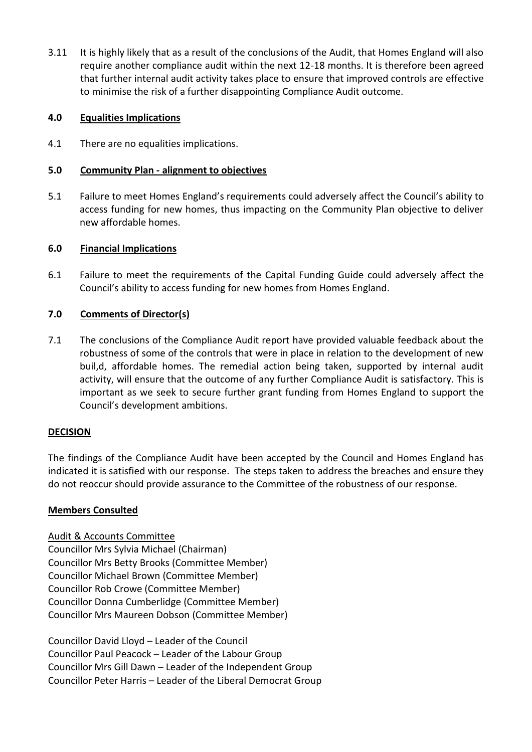3.11 It is highly likely that as a result of the conclusions of the Audit, that Homes England will also require another compliance audit within the next 12-18 months. It is therefore been agreed that further internal audit activity takes place to ensure that improved controls are effective to minimise the risk of a further disappointing Compliance Audit outcome.

## 4.0 Equalities Implications

4.1 There are no equalities implications.

## 5.0 Community Plan - alignment to objectives

5.1 Failure to meet Homes England's requirements could adversely affect the Council's ability to access funding for new homes, thus impacting on the Community Plan objective to deliver new affordable homes.

## 6.0 Financial Implications

6.1 Failure to meet the requirements of the Capital Funding Guide could adversely affect the Council's ability to access funding for new homes from Homes England.

## 7.0 Comments of Director(s)

7.1 The conclusions of the Compliance Audit report have provided valuable feedback about the robustness of some of the controls that were in place in relation to the development of new buil,d, affordable homes. The remedial action being taken, supported by internal audit activity, will ensure that the outcome of any further Compliance Audit is satisfactory. This is important as we seek to secure further grant funding from Homes England to support the Council's development ambitions.

## DECISION

The findings of the Compliance Audit have been accepted by the Council and Homes England has indicated it is satisfied with our response. The steps taken to address the breaches and ensure they do not reoccur should provide assurance to the Committee of the robustness of our response.

## Members Consulted

Audit & Accounts Committee
Councillor Mrs Sylvia Michael (Chairman)
Councillor Mrs Betty Brooks (Committee Member)
Councillor Michael Brown (Committee Member)
Councillor Rob Crowe (Committee Member)
Councillor Donna Cumberlidge (Committee Member)
Councillor Mrs Maureen Dobson (Committee Member)

Councillor David Lloyd – Leader of the Council
Councillor Paul Peacock – Leader of the Labour Group
Councillor Mrs Gill Dawn – Leader of the Independent Group
Councillor Peter Harris – Leader of the Liberal Democrat Group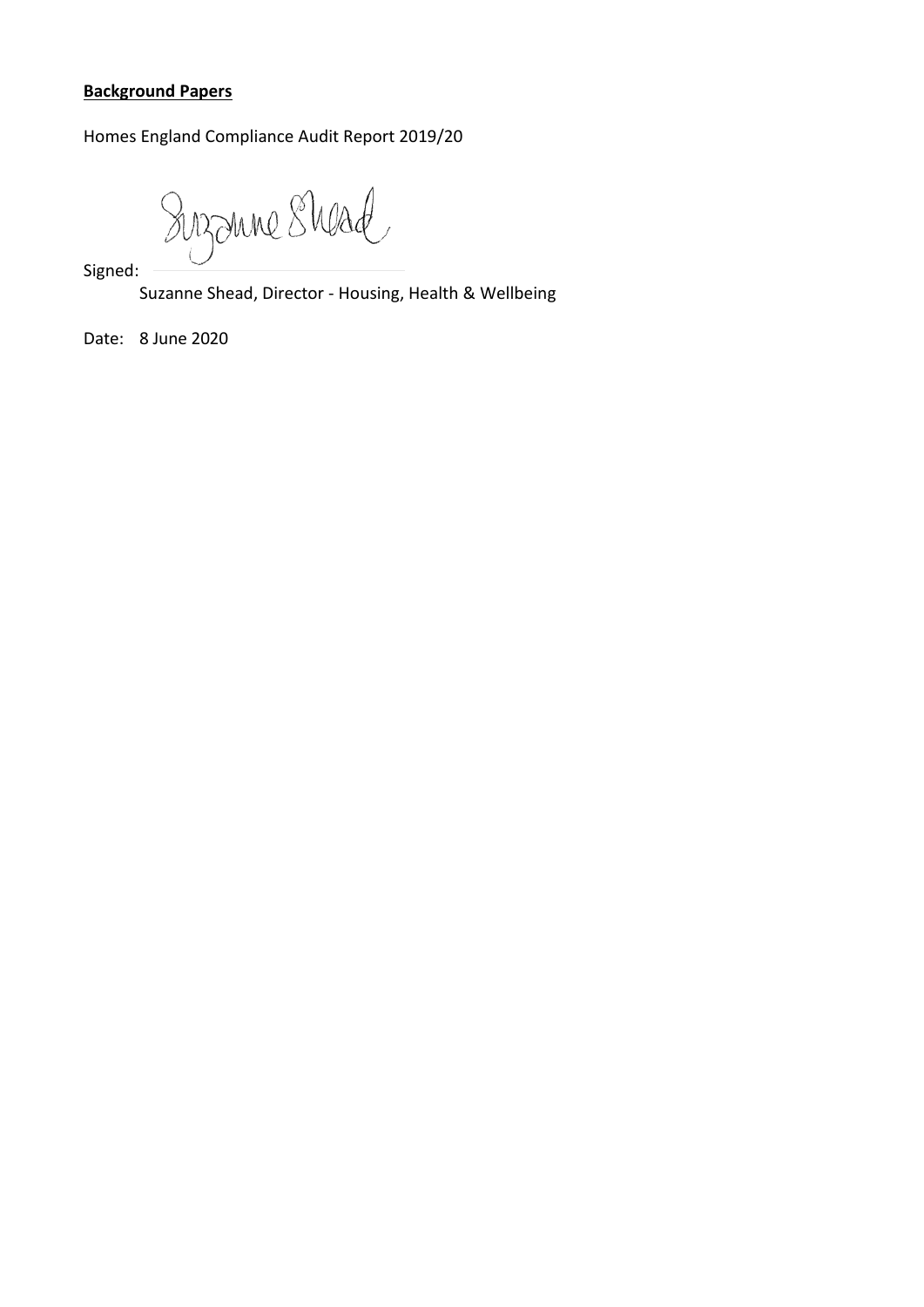**Background Papers**

Homes England Compliance Audit Report 2019/20

Signed:

Suzanne Shead, Director - Housing, Health & Wellbeing

Date: 8 June 2020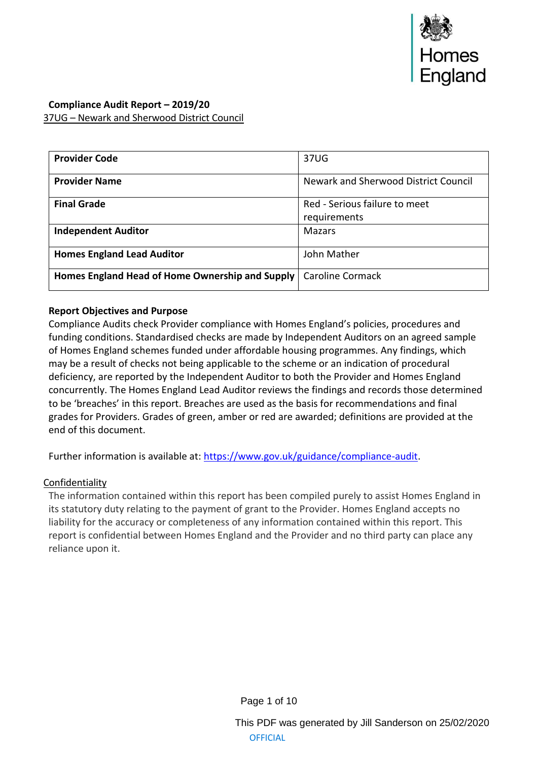**Compliance Audit Report – 2019/20**

37UG – Newark and Sherwood District Council

| **Provider Code** | 37UG |
|---|---|
| **Provider Name** | Newark and Sherwood District Council |
| **Final Grade** | Red - Serious failure to meet requirements |
| **Independent Auditor** | Mazars |
| **Homes England Lead Auditor** | John Mather |
| **Homes England Head of Home Ownership and Supply** | Caroline Cormack |

**Report Objectives and Purpose**

Compliance Audits check Provider compliance with Homes England's policies, procedures and funding conditions. Standardised checks are made by Independent Auditors on an agreed sample of Homes England schemes funded under affordable housing programmes. Any findings, which may be a result of checks not being applicable to the scheme or an indication of procedural deficiency, are reported by the Independent Auditor to both the Provider and Homes England concurrently. The Homes England Lead Auditor reviews the findings and records those determined to be 'breaches' in this report. Breaches are used as the basis for recommendations and final grades for Providers. Grades of green, amber or red are awarded; definitions are provided at the end of this document.

Further information is available at: https://www.gov.uk/guidance/compliance-audit.

Confidentiality

The information contained within this report has been compiled purely to assist Homes England in its statutory duty relating to the payment of grant to the Provider. Homes England accepts no liability for the accuracy or completeness of any information contained within this report. This report is confidential between Homes England and the Provider and no third party can place any reliance upon it.

This PDF was generated by Jill Sanderson on 25/02/2020

OFFICIAL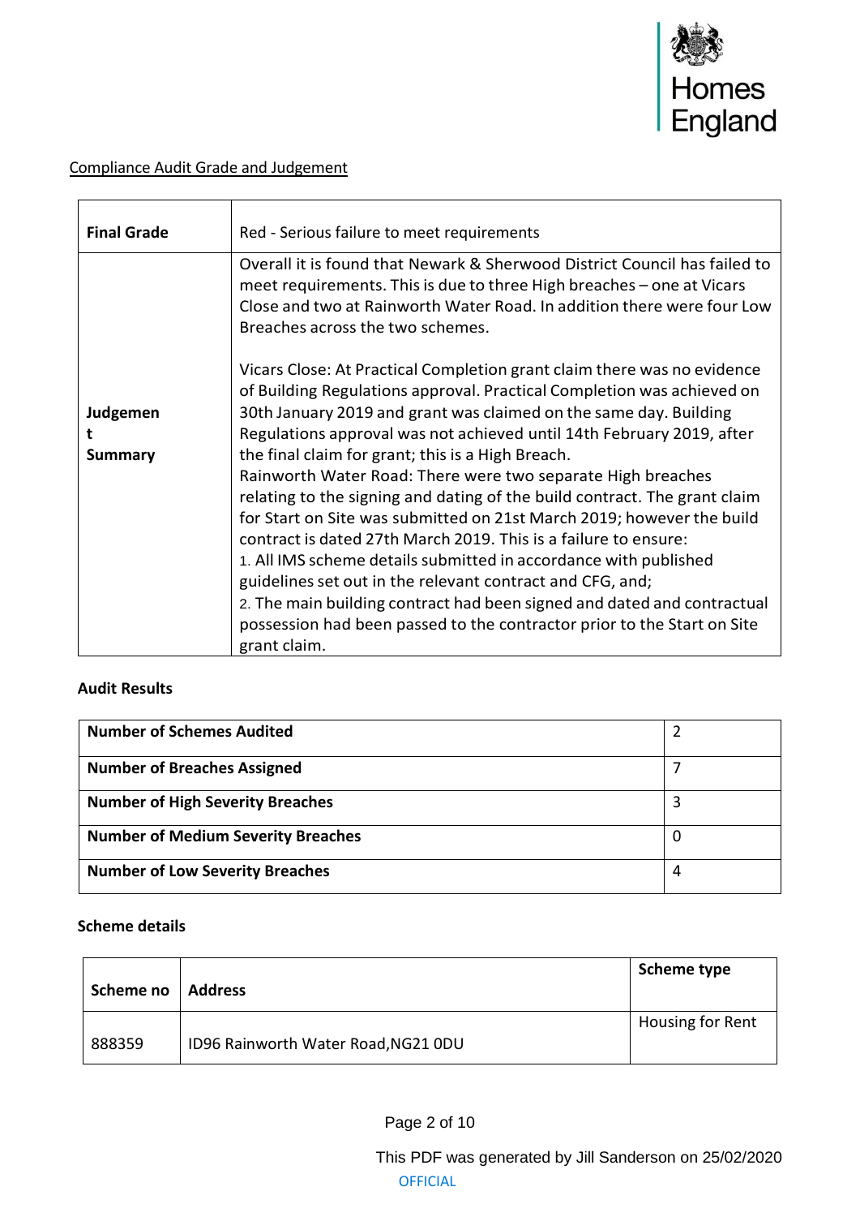Compliance Audit Grade and Judgement

| **Final Grade** | Red - Serious failure to meet requirements |
|---|---|
| **Judgement Summary** | Overall it is found that Newark & Sherwood District Council has failed to meet requirements. This is due to three High breaches – one at Vicars Close and two at Rainworth Water Road. In addition there were four Low Breaches across the two schemes.<br><br>Vicars Close: At Practical Completion grant claim there was no evidence of Building Regulations approval. Practical Completion was achieved on 30th January 2019 and grant was claimed on the same day. Building Regulations approval was not achieved until 14th February 2019, after the final claim for grant; this is a High Breach.<br>Rainworth Water Road: There were two separate High breaches relating to the signing and dating of the build contract. The grant claim for Start on Site was submitted on 21st March 2019; however the build contract is dated 27th March 2019. This is a failure to ensure:<br>1. All IMS scheme details submitted in accordance with published guidelines set out in the relevant contract and CFG, and;<br>2. The main building contract had been signed and dated and contractual possession had been passed to the contractor prior to the Start on Site grant claim. |

**Audit Results**

| **Number of Schemes Audited** | 2 |
|---|---|
| **Number of Breaches Assigned** | 7 |
| **Number of High Severity Breaches** | 3 |
| **Number of Medium Severity Breaches** | 0 |
| **Number of Low Severity Breaches** | 4 |

**Scheme details**

| **Scheme no** | **Address** | **Scheme type** |
|---|---|---|
| 888359 | ID96 Rainworth Water Road,NG21 0DU | Housing for Rent |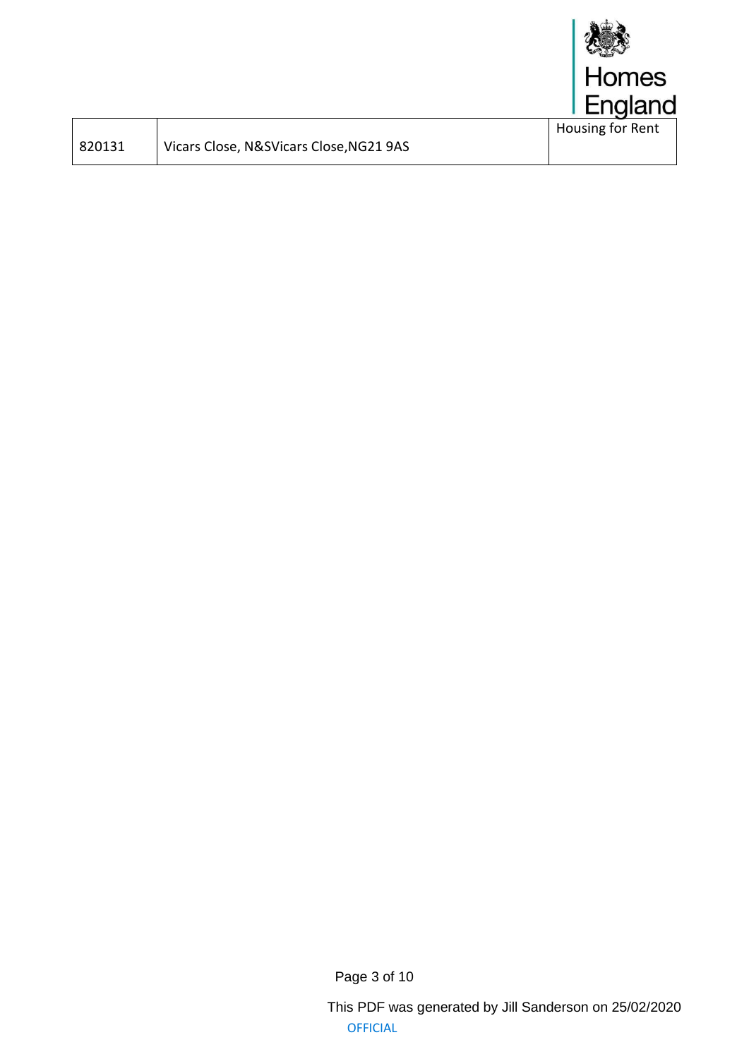| 820131 | Vicars Close, N&SVicars Close,NG21 9AS | Housing for Rent |
|---|---|---|

This PDF was generated by Jill Sanderson on 25/02/2020

OFFICIAL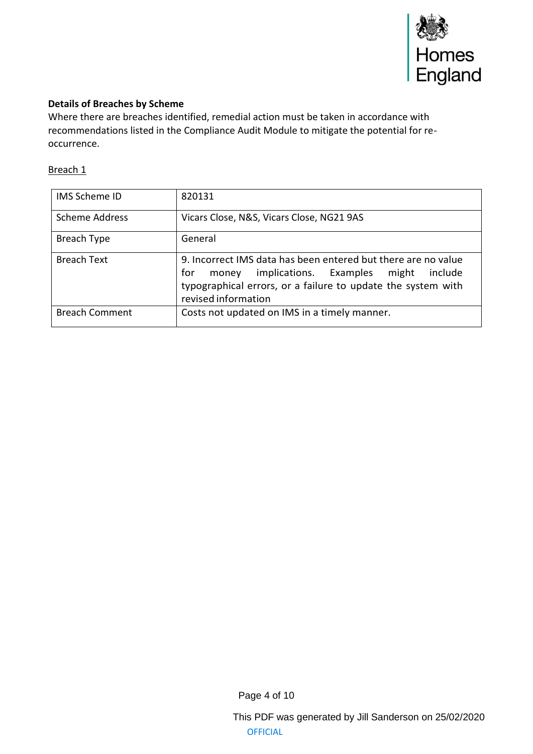**Details of Breaches by Scheme**

Where there are breaches identified, remedial action must be taken in accordance with recommendations listed in the Compliance Audit Module to mitigate the potential for re-occurrence.

Breach 1

| IMS Scheme ID | 820131 |
|---|---|
| Scheme Address | Vicars Close, N&S, Vicars Close, NG21 9AS |
| Breach Type | General |
| Breach Text | 9. Incorrect IMS data has been entered but there are no value for money implications. Examples might include typographical errors, or a failure to update the system with revised information |
| Breach Comment | Costs not updated on IMS in a timely manner. |

This PDF was generated by Jill Sanderson on 25/02/2020

OFFICIAL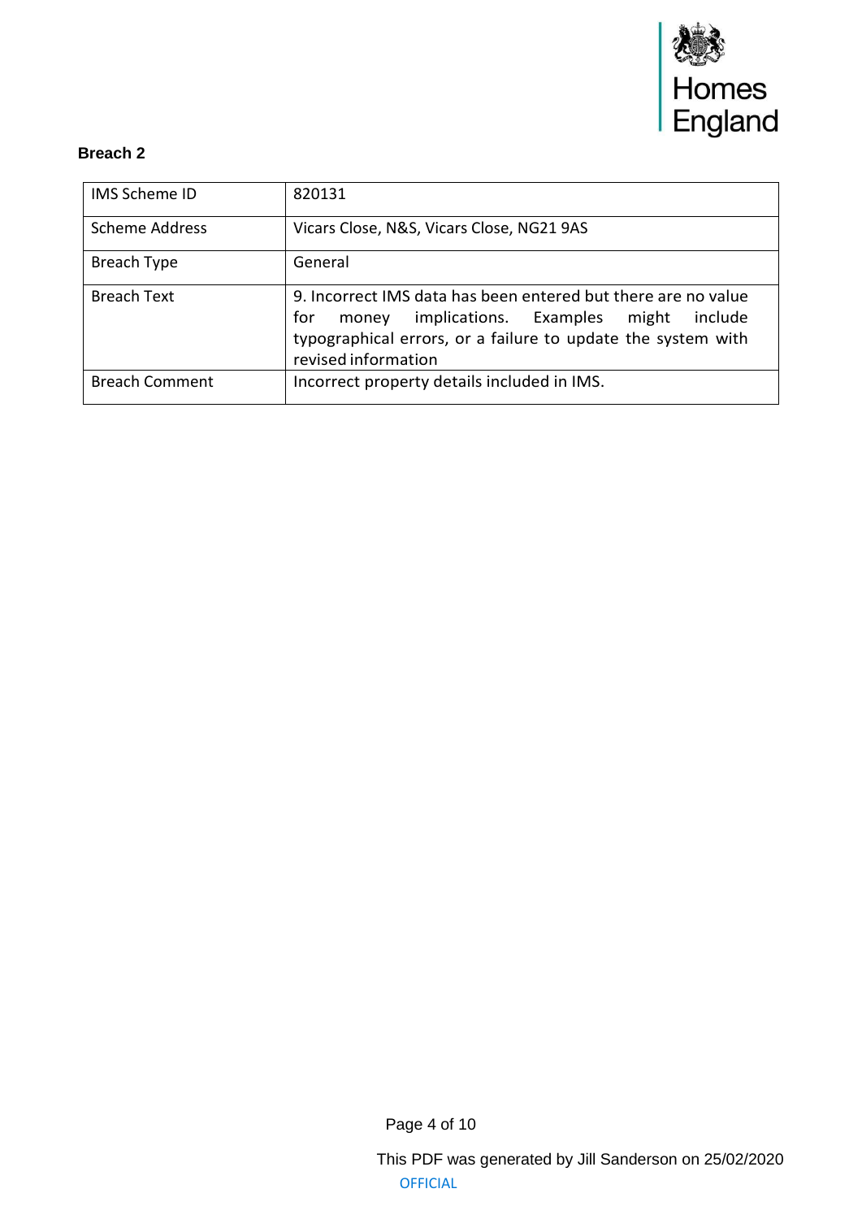**Breach 2**

| IMS Scheme ID | 820131 |
| --- | --- |
| Scheme Address | Vicars Close, N&S, Vicars Close, NG21 9AS |
| Breach Type | General |
| Breach Text | 9. Incorrect IMS data has been entered but there are no value for money implications. Examples might include typographical errors, or a failure to update the system with revised information |
| Breach Comment | Incorrect property details included in IMS. |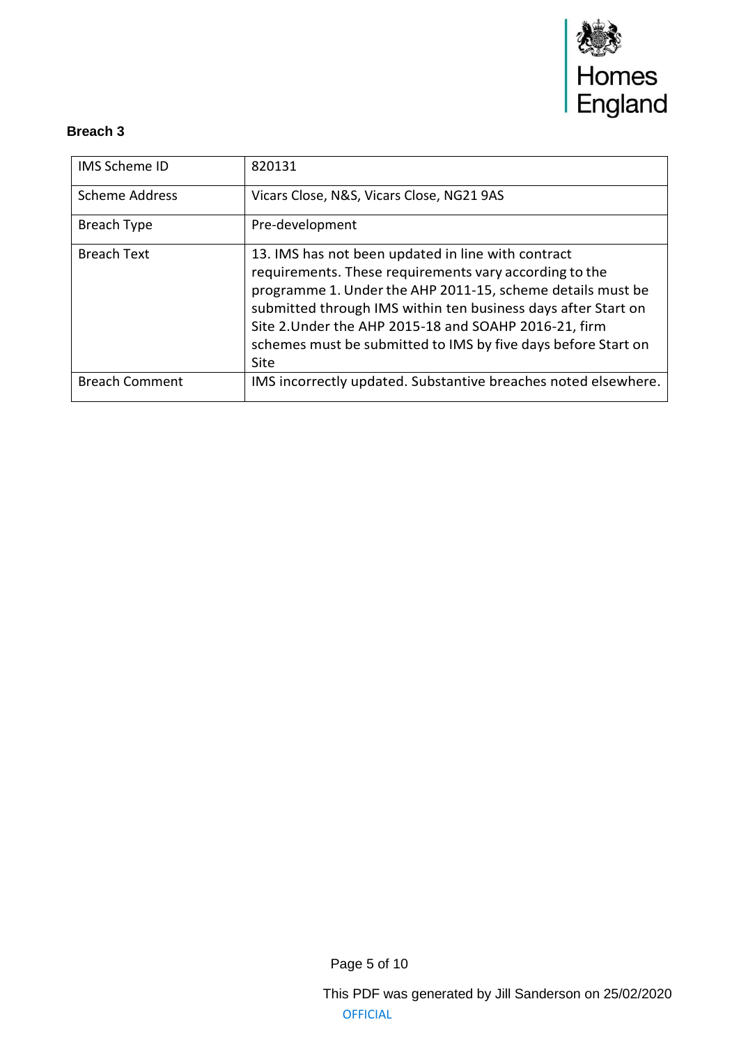### Breach 3

| IMS Scheme ID | 820131 |
|---|---|
| Scheme Address | Vicars Close, N&S, Vicars Close, NG21 9AS |
| Breach Type | Pre-development |
| Breach Text | 13. IMS has not been updated in line with contract requirements. These requirements vary according to the programme 1. Under the AHP 2011-15, scheme details must be submitted through IMS within ten business days after Start on Site 2.Under the AHP 2015-18 and SOAHP 2016-21, firm schemes must be submitted to IMS by five days before Start on Site |
| Breach Comment | IMS incorrectly updated. Substantive breaches noted elsewhere. |

This PDF was generated by Jill Sanderson on 25/02/2020

OFFICIAL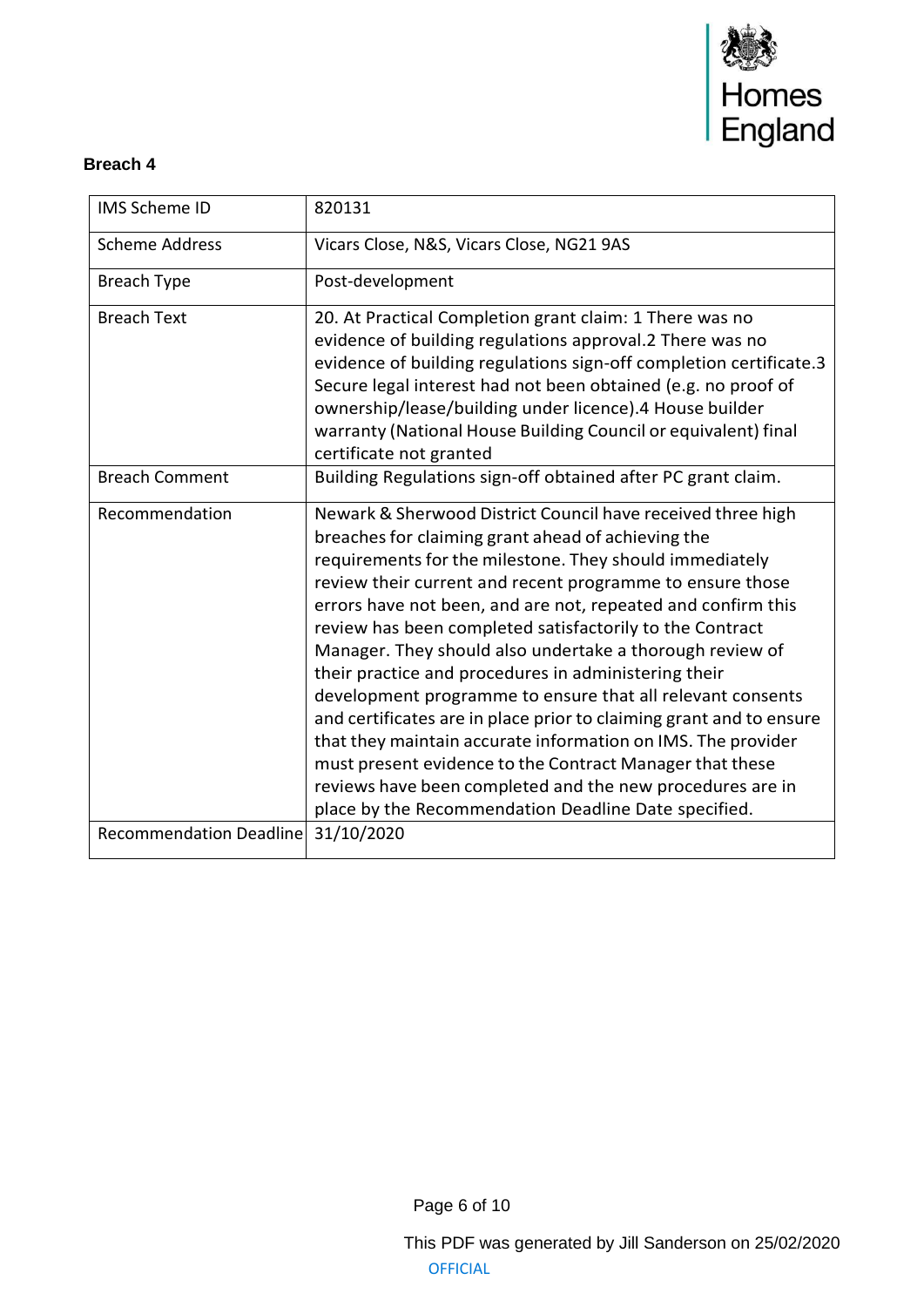**Breach 4**

| IMS Scheme ID | 820131 |
|---|---|
| Scheme Address | Vicars Close, N&S, Vicars Close, NG21 9AS |
| Breach Type | Post-development |
| Breach Text | 20. At Practical Completion grant claim: 1 There was no evidence of building regulations approval.2 There was no evidence of building regulations sign-off completion certificate.3 Secure legal interest had not been obtained (e.g. no proof of ownership/lease/building under licence).4 House builder warranty (National House Building Council or equivalent) final certificate not granted |
| Breach Comment | Building Regulations sign-off obtained after PC grant claim. |
| Recommendation | Newark & Sherwood District Council have received three high breaches for claiming grant ahead of achieving the requirements for the milestone. They should immediately review their current and recent programme to ensure those errors have not been, and are not, repeated and confirm this review has been completed satisfactorily to the Contract Manager. They should also undertake a thorough review of their practice and procedures in administering their development programme to ensure that all relevant consents and certificates are in place prior to claiming grant and to ensure that they maintain accurate information on IMS. The provider must present evidence to the Contract Manager that these reviews have been completed and the new procedures are in place by the Recommendation Deadline Date specified. |
| Recommendation Deadline | 31/10/2020 |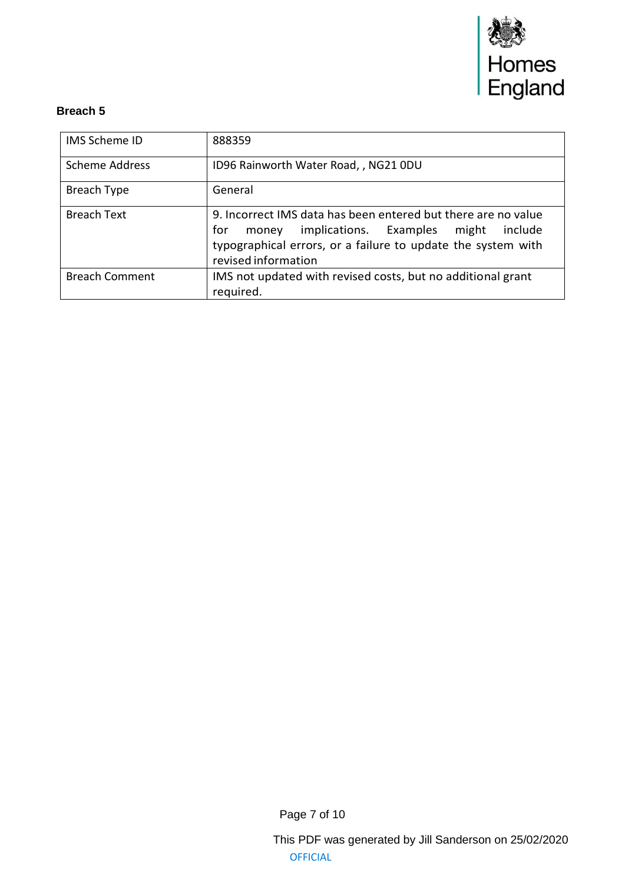**Breach 5**

| IMS Scheme ID | 888359 |
|---|---|
| Scheme Address | ID96 Rainworth Water Road, , NG21 0DU |
| Breach Type | General |
| Breach Text | 9. Incorrect IMS data has been entered but there are no value for money implications. Examples might include typographical errors, or a failure to update the system with revised information |
| Breach Comment | IMS not updated with revised costs, but no additional grant required. |

This PDF was generated by Jill Sanderson on 25/02/2020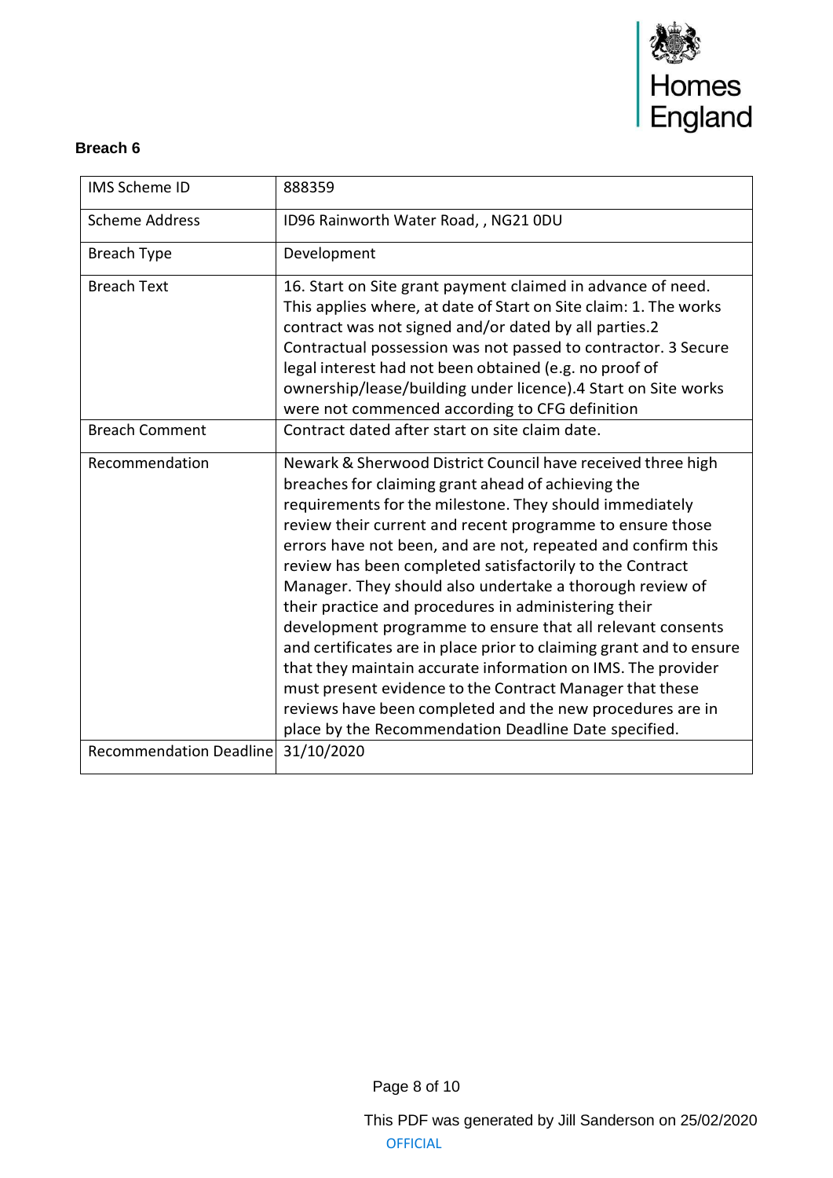### Breach 6

| IMS Scheme ID | 888359 |
|---|---|
| Scheme Address | ID96 Rainworth Water Road, , NG21 0DU |
| Breach Type | Development |
| Breach Text | 16. Start on Site grant payment claimed in advance of need. This applies where, at date of Start on Site claim: 1. The works contract was not signed and/or dated by all parties.2 Contractual possession was not passed to contractor. 3 Secure legal interest had not been obtained (e.g. no proof of ownership/lease/building under licence).4 Start on Site works were not commenced according to CFG definition |
| Breach Comment | Contract dated after start on site claim date. |
| Recommendation | Newark & Sherwood District Council have received three high breaches for claiming grant ahead of achieving the requirements for the milestone. They should immediately review their current and recent programme to ensure those errors have not been, and are not, repeated and confirm this review has been completed satisfactorily to the Contract Manager. They should also undertake a thorough review of their practice and procedures in administering their development programme to ensure that all relevant consents and certificates are in place prior to claiming grant and to ensure that they maintain accurate information on IMS. The provider must present evidence to the Contract Manager that these reviews have been completed and the new procedures are in place by the Recommendation Deadline Date specified. |
| Recommendation Deadline | 31/10/2020 |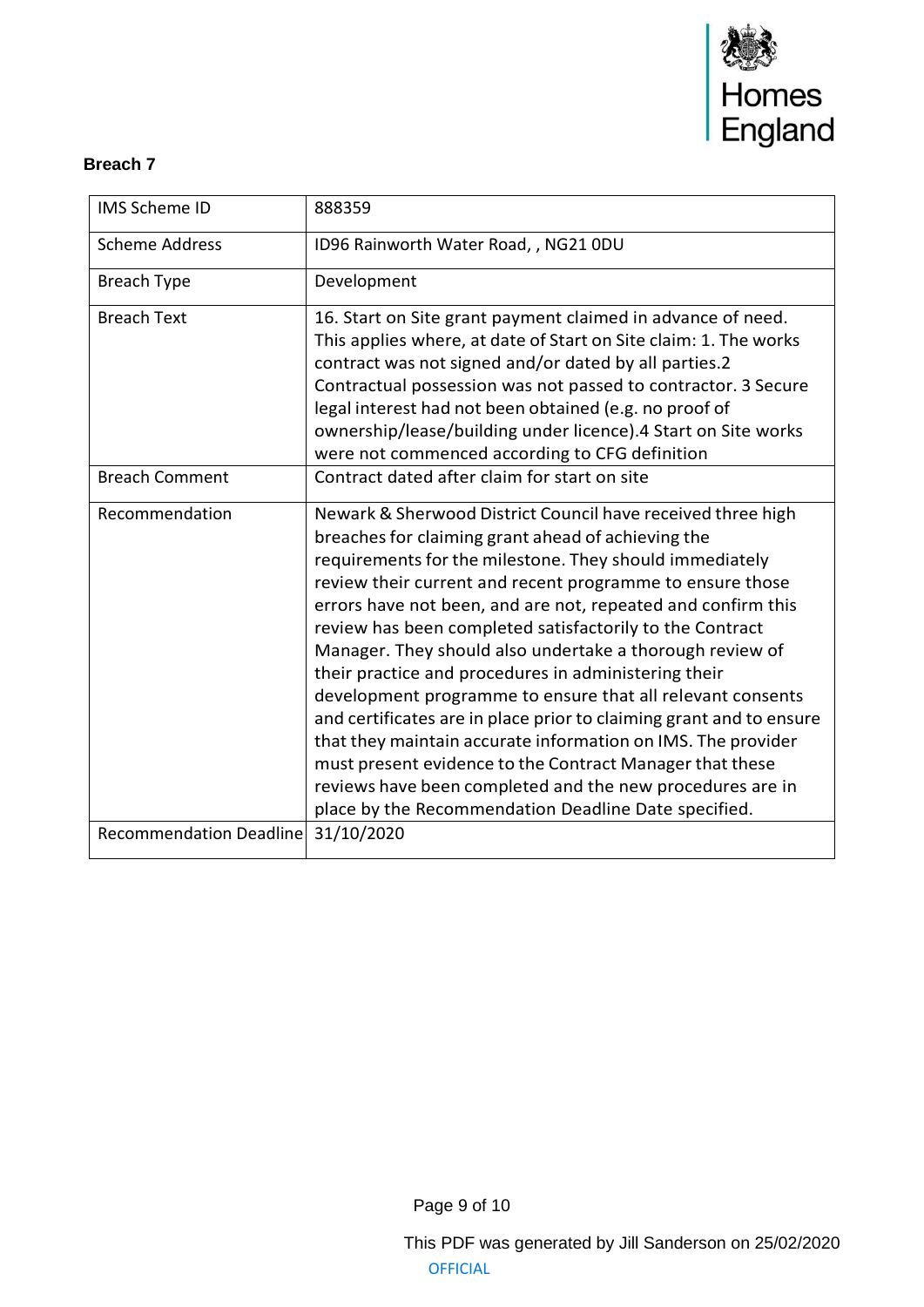### Breach 7

| IMS Scheme ID | 888359 |
|---|---|
| Scheme Address | ID96 Rainworth Water Road, , NG21 0DU |
| Breach Type | Development |
| Breach Text | 16. Start on Site grant payment claimed in advance of need. This applies where, at date of Start on Site claim: 1. The works contract was not signed and/or dated by all parties.2 Contractual possession was not passed to contractor. 3 Secure legal interest had not been obtained (e.g. no proof of ownership/lease/building under licence).4 Start on Site works were not commenced according to CFG definition |
| Breach Comment | Contract dated after claim for start on site |
| Recommendation | Newark & Sherwood District Council have received three high breaches for claiming grant ahead of achieving the requirements for the milestone. They should immediately review their current and recent programme to ensure those errors have not been, and are not, repeated and confirm this review has been completed satisfactorily to the Contract Manager. They should also undertake a thorough review of their practice and procedures in administering their development programme to ensure that all relevant consents and certificates are in place prior to claiming grant and to ensure that they maintain accurate information on IMS. The provider must present evidence to the Contract Manager that these reviews have been completed and the new procedures are in place by the Recommendation Deadline Date specified. |
| Recommendation Deadline | 31/10/2020 |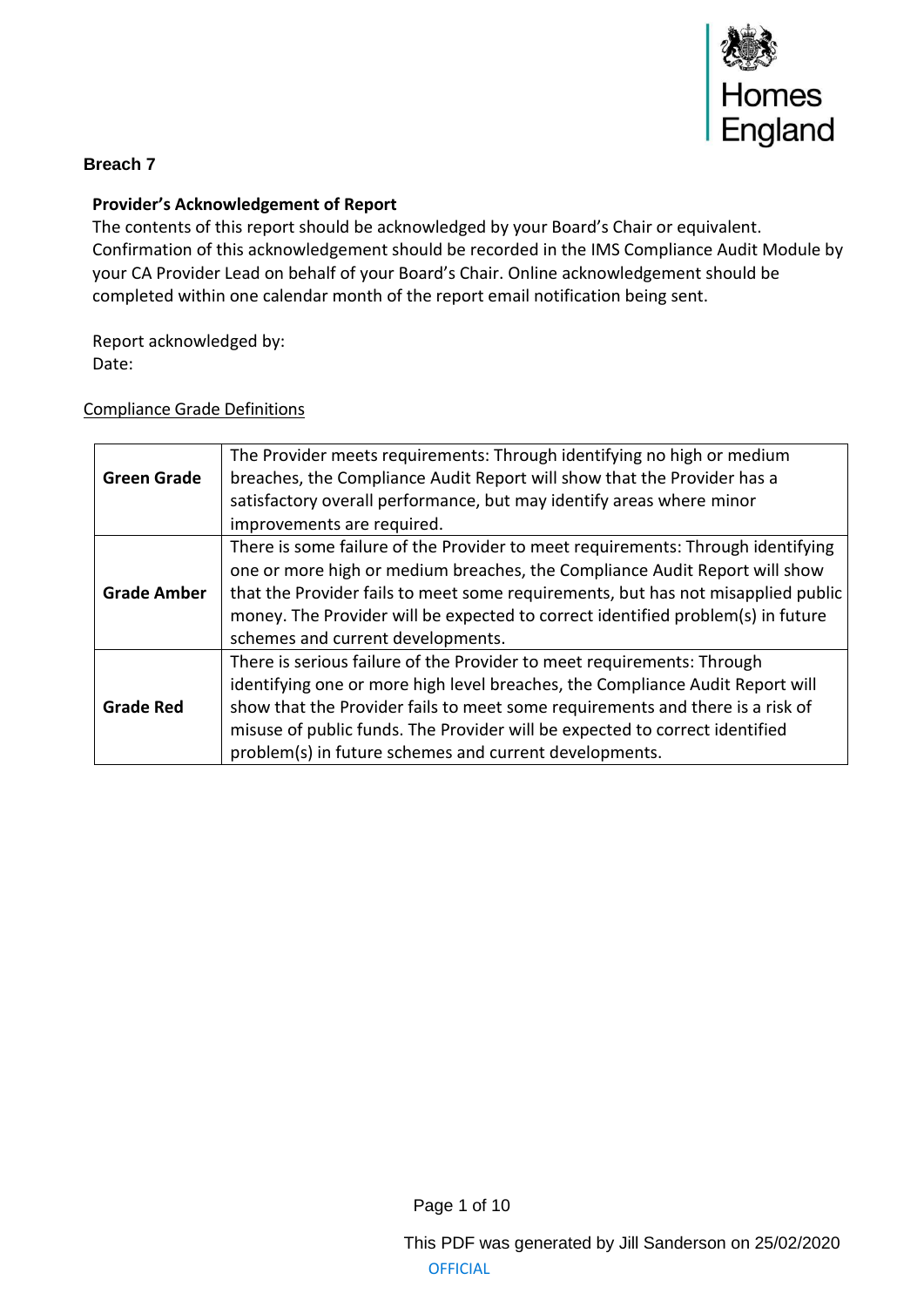## Breach 7

### Provider's Acknowledgement of Report

The contents of this report should be acknowledged by your Board's Chair or equivalent. Confirmation of this acknowledgement should be recorded in the IMS Compliance Audit Module by your CA Provider Lead on behalf of your Board's Chair. Online acknowledgement should be completed within one calendar month of the report email notification being sent.

Report acknowledged by:
Date:

Compliance Grade Definitions

| | |
|---|---|
| **Green Grade** | The Provider meets requirements: Through identifying no high or medium breaches, the Compliance Audit Report will show that the Provider has a satisfactory overall performance, but may identify areas where minor improvements are required. |
| **Grade Amber** | There is some failure of the Provider to meet requirements: Through identifying one or more high or medium breaches, the Compliance Audit Report will show that the Provider fails to meet some requirements, but has not misapplied public money. The Provider will be expected to correct identified problem(s) in future schemes and current developments. |
| **Grade Red** | There is serious failure of the Provider to meet requirements: Through identifying one or more high level breaches, the Compliance Audit Report will show that the Provider fails to meet some requirements and there is a risk of misuse of public funds. The Provider will be expected to correct identified problem(s) in future schemes and current developments. |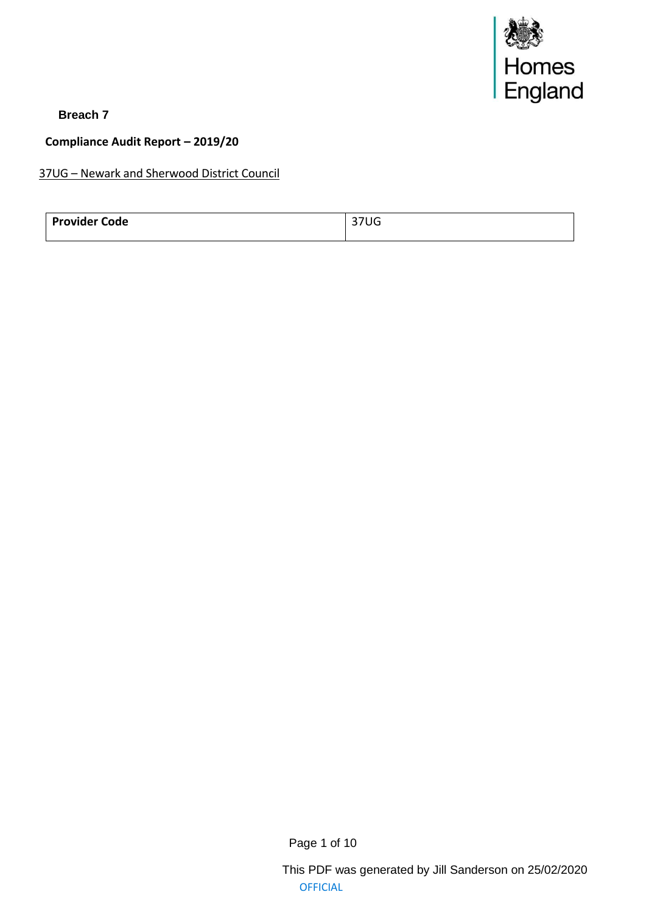**Breach 7**

**Compliance Audit Report – 2019/20**

37UG – Newark and Sherwood District Council

| | |
|---|---|
| **Provider Code** | 37UG |

This PDF was generated by Jill Sanderson on 25/02/2020

OFFICIAL